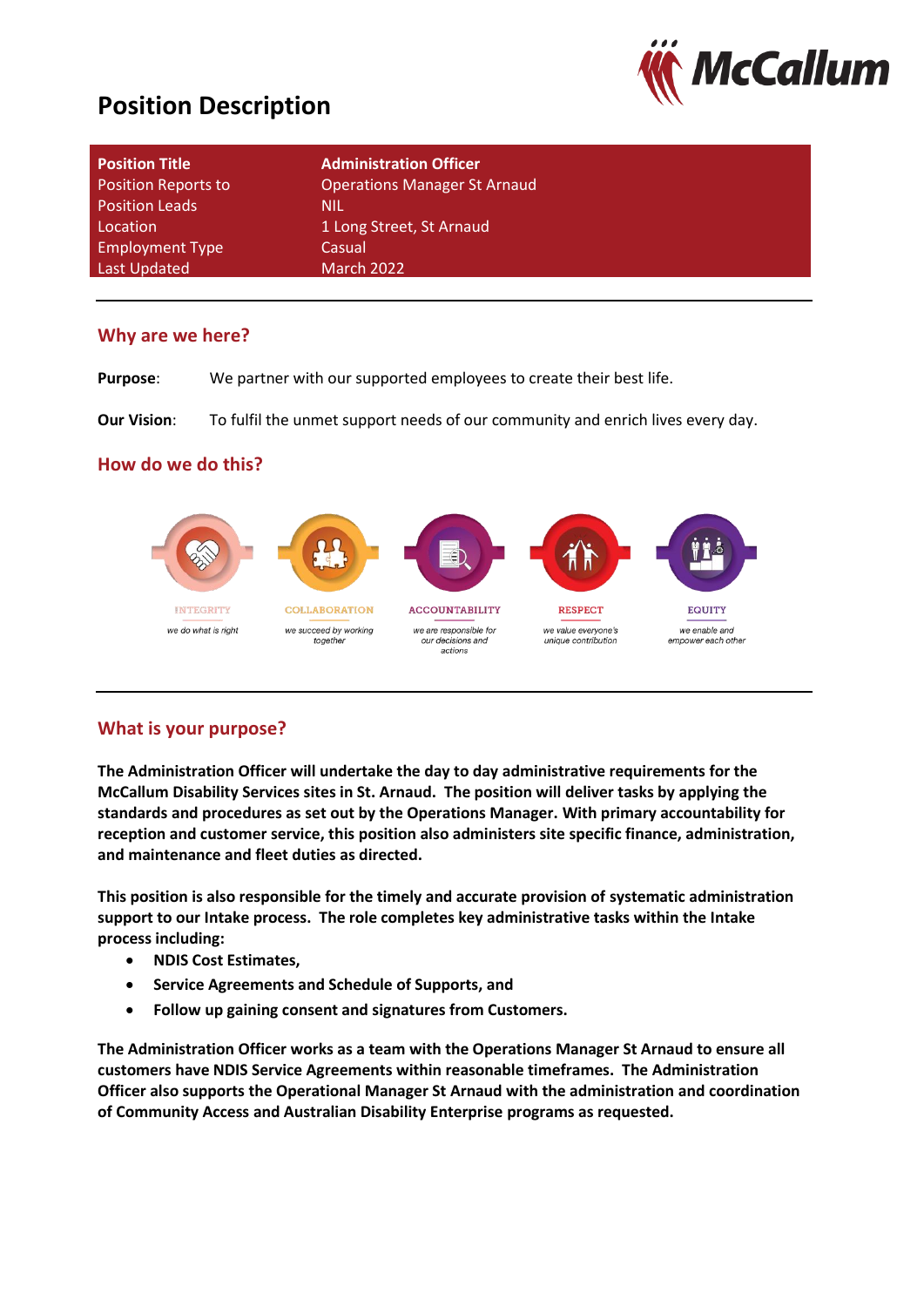# Position Description

| Position Title | Administration Officer |
| --- | --- |
| Position Reports to | Operations Manager St Arnaud |
| Position Leads | NIL |
| Location | 1 Long Street, St Arnaud |
| Employment Type | Casual |
| Last Updated | March 2022 |

## Why are we here?

**Purpose**: We partner with our supported employees to create their best life.

**Our Vision**: To fulfil the unmet support needs of our community and enrich lives every day.

## How do we do this?

**INTEGRITY** – *we do what is right*

**COLLABORATION** – *we succeed by working together*

**ACCOUNTABILITY** – *we are responsible for our decisions and actions*

**RESPECT** – *we value everyone's unique contribution*

**EQUITY** – *we enable and empower each other*

## What is your purpose?

**The Administration Officer will undertake the day to day administrative requirements for the McCallum Disability Services sites in St. Arnaud. The position will deliver tasks by applying the standards and procedures as set out by the Operations Manager. With primary accountability for reception and customer service, this position also administers site specific finance, administration, and maintenance and fleet duties as directed.**

**This position is also responsible for the timely and accurate provision of systematic administration support to our Intake process. The role completes key administrative tasks within the Intake process including:**

- **NDIS Cost Estimates,**
- **Service Agreements and Schedule of Supports, and**
- **Follow up gaining consent and signatures from Customers.**

**The Administration Officer works as a team with the Operations Manager St Arnaud to ensure all customers have NDIS Service Agreements within reasonable timeframes. The Administration Officer also supports the Operational Manager St Arnaud with the administration and coordination of Community Access and Australian Disability Enterprise programs as requested.**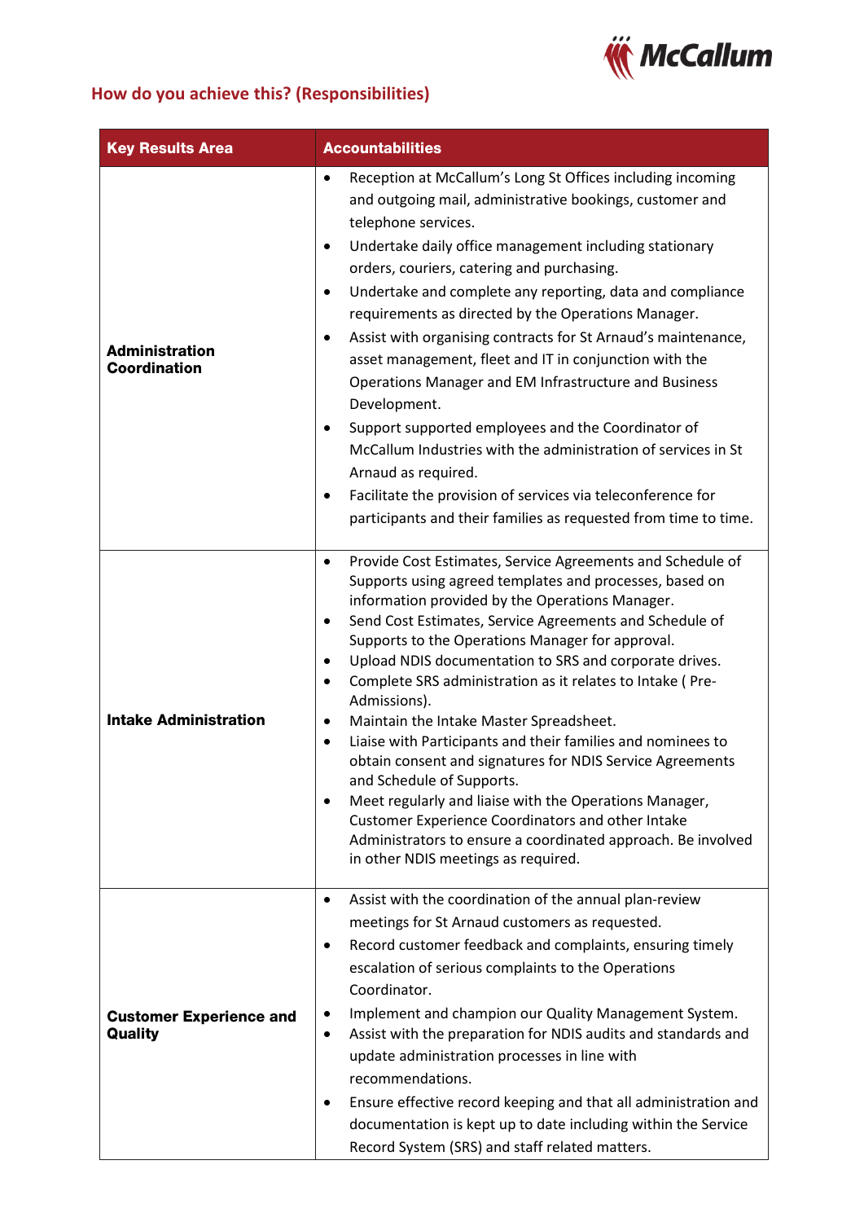## How do you achieve this? (Responsibilities)

| Key Results Area | Accountabilities |
|---|---|
| **Administration Coordination** | • Reception at McCallum's Long St Offices including incoming and outgoing mail, administrative bookings, customer and telephone services.<br>• Undertake daily office management including stationary orders, couriers, catering and purchasing.<br>• Undertake and complete any reporting, data and compliance requirements as directed by the Operations Manager.<br>• Assist with organising contracts for St Arnaud's maintenance, asset management, fleet and IT in conjunction with the Operations Manager and EM Infrastructure and Business Development.<br>• Support supported employees and the Coordinator of McCallum Industries with the administration of services in St Arnaud as required.<br>• Facilitate the provision of services via teleconference for participants and their families as requested from time to time. |
| **Intake Administration** | • Provide Cost Estimates, Service Agreements and Schedule of Supports using agreed templates and processes, based on information provided by the Operations Manager.<br>• Send Cost Estimates, Service Agreements and Schedule of Supports to the Operations Manager for approval.<br>• Upload NDIS documentation to SRS and corporate drives.<br>• Complete SRS administration as it relates to Intake ( Pre-Admissions).<br>• Maintain the Intake Master Spreadsheet.<br>• Liaise with Participants and their families and nominees to obtain consent and signatures for NDIS Service Agreements and Schedule of Supports.<br>• Meet regularly and liaise with the Operations Manager, Customer Experience Coordinators and other Intake Administrators to ensure a coordinated approach. Be involved in other NDIS meetings as required. |
| **Customer Experience and Quality** | • Assist with the coordination of the annual plan-review meetings for St Arnaud customers as requested.<br>• Record customer feedback and complaints, ensuring timely escalation of serious complaints to the Operations Coordinator.<br>• Implement and champion our Quality Management System.<br>• Assist with the preparation for NDIS audits and standards and update administration processes in line with recommendations.<br>• Ensure effective record keeping and that all administration and documentation is kept up to date including within the Service Record System (SRS) and staff related matters. |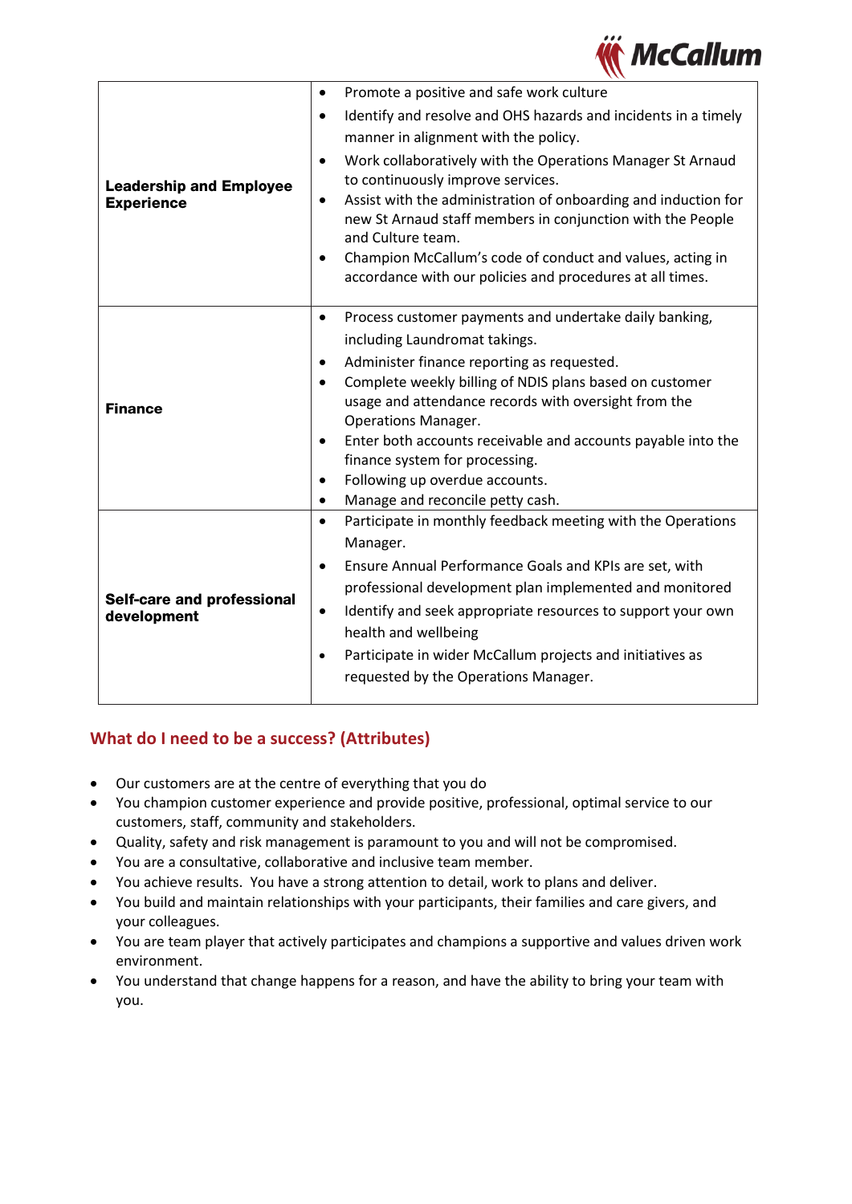| | |
|---|---|
| **Leadership and Employee Experience** | • Promote a positive and safe work culture<br>• Identify and resolve and OHS hazards and incidents in a timely manner in alignment with the policy.<br>• Work collaboratively with the Operations Manager St Arnaud to continuously improve services.<br>• Assist with the administration of onboarding and induction for new St Arnaud staff members in conjunction with the People and Culture team.<br>• Champion McCallum's code of conduct and values, acting in accordance with our policies and procedures at all times. |
| **Finance** | • Process customer payments and undertake daily banking, including Laundromat takings.<br>• Administer finance reporting as requested.<br>• Complete weekly billing of NDIS plans based on customer usage and attendance records with oversight from the Operations Manager.<br>• Enter both accounts receivable and accounts payable into the finance system for processing.<br>• Following up overdue accounts.<br>• Manage and reconcile petty cash. |
| **Self-care and professional development** | • Participate in monthly feedback meeting with the Operations Manager.<br>• Ensure Annual Performance Goals and KPIs are set, with professional development plan implemented and monitored<br>• Identify and seek appropriate resources to support your own health and wellbeing<br>• Participate in wider McCallum projects and initiatives as requested by the Operations Manager. |

## What do I need to be a success? (Attributes)

- Our customers are at the centre of everything that you do
- You champion customer experience and provide positive, professional, optimal service to our customers, staff, community and stakeholders.
- Quality, safety and risk management is paramount to you and will not be compromised.
- You are a consultative, collaborative and inclusive team member.
- You achieve results. You have a strong attention to detail, work to plans and deliver.
- You build and maintain relationships with your participants, their families and care givers, and your colleagues.
- You are team player that actively participates and champions a supportive and values driven work environment.
- You understand that change happens for a reason, and have the ability to bring your team with you.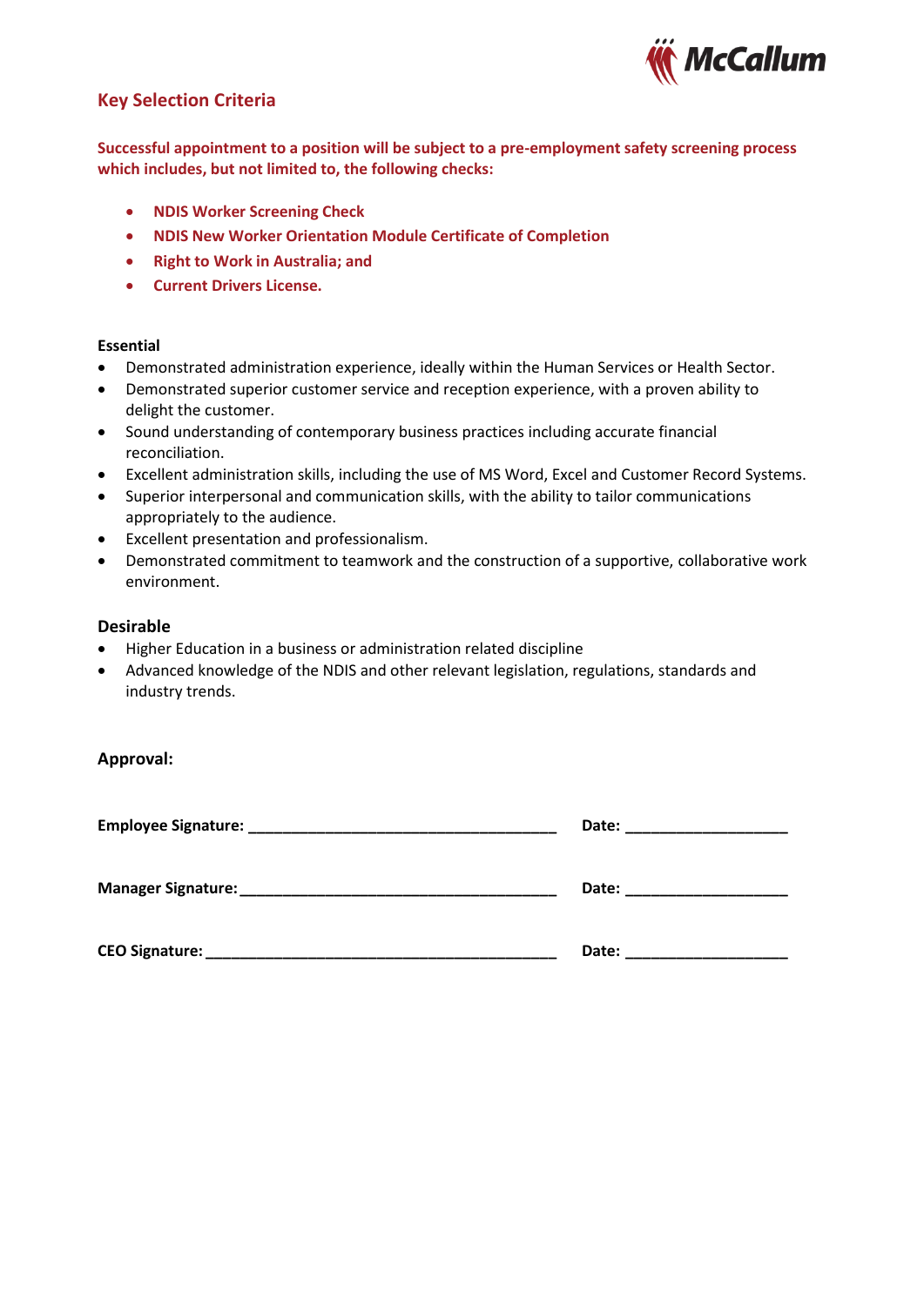## Key Selection Criteria

**Successful appointment to a position will be subject to a pre-employment safety screening process which includes, but not limited to, the following checks:**

- **NDIS Worker Screening Check**
- **NDIS New Worker Orientation Module Certificate of Completion**
- **Right to Work in Australia; and**
- **Current Drivers License.**

### Essential

- Demonstrated administration experience, ideally within the Human Services or Health Sector.
- Demonstrated superior customer service and reception experience, with a proven ability to delight the customer.
- Sound understanding of contemporary business practices including accurate financial reconciliation.
- Excellent administration skills, including the use of MS Word, Excel and Customer Record Systems.
- Superior interpersonal and communication skills, with the ability to tailor communications appropriately to the audience.
- Excellent presentation and professionalism.
- Demonstrated commitment to teamwork and the construction of a supportive, collaborative work environment.

### Desirable

- Higher Education in a business or administration related discipline
- Advanced knowledge of the NDIS and other relevant legislation, regulations, standards and industry trends.

**Approval:**

**Employee Signature:** ____________________________________ **Date:** ___________________

**Manager Signature:** ______________________________________ **Date:** ___________________

**CEO Signature:** __________________________________________ **Date:** ___________________